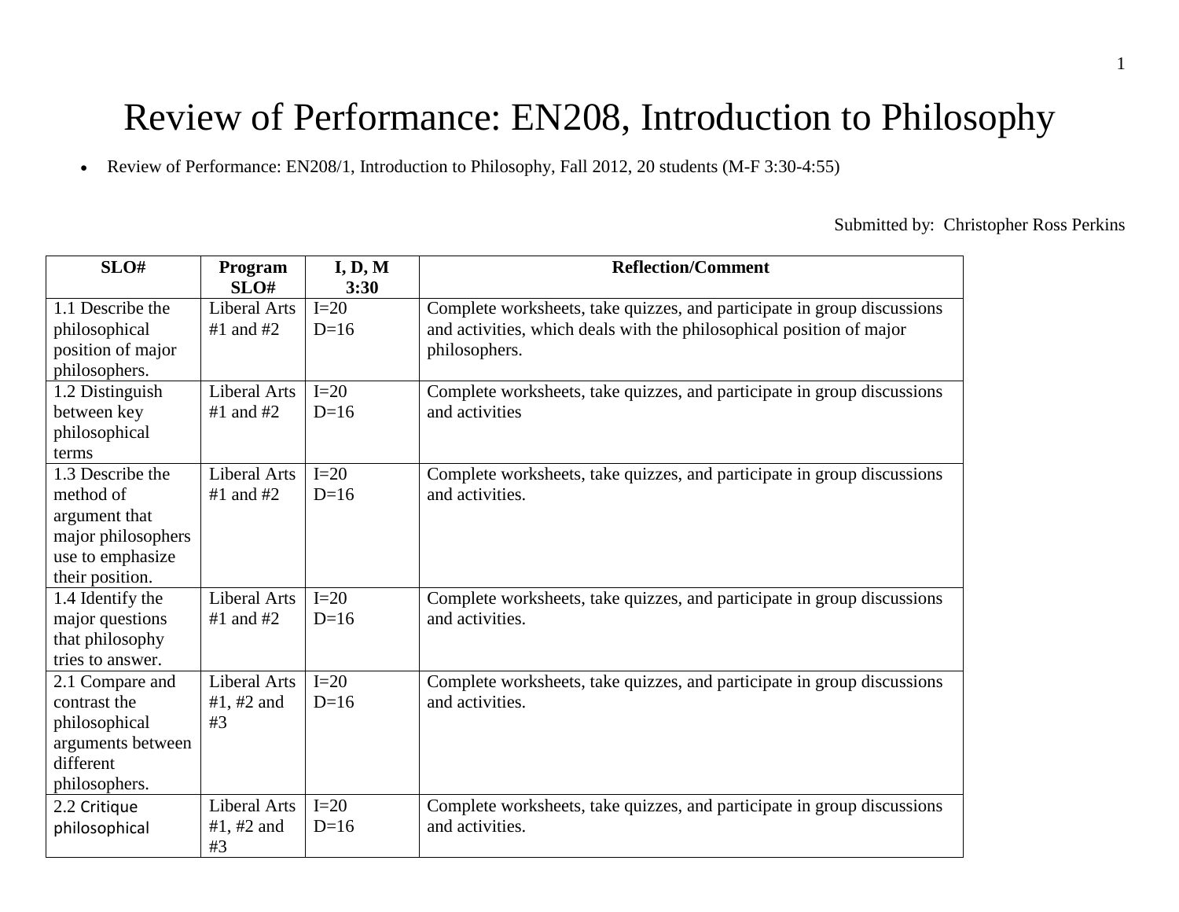# Review of Performance: EN208, Introduction to Philosophy

- Review of Performance: EN208/1, Introduction to Philosophy, Fall 2012, 20 students (M-F 3:30-4:55)

Submitted by: Christopher Ross Perkins

| SLO# | Program SLO# | I, D, M 3:30 | Reflection/Comment |
|---|---|---|---|
| 1.1 Describe the philosophical position of major philosophers. | Liberal Arts #1 and #2 | I=20 D=16 | Complete worksheets, take quizzes, and participate in group discussions and activities, which deals with the philosophical position of major philosophers. |
| 1.2 Distinguish between key philosophical terms | Liberal Arts #1 and #2 | I=20 D=16 | Complete worksheets, take quizzes, and participate in group discussions and activities |
| 1.3 Describe the method of argument that major philosophers use to emphasize their position. | Liberal Arts #1 and #2 | I=20 D=16 | Complete worksheets, take quizzes, and participate in group discussions and activities. |
| 1.4 Identify the major questions that philosophy tries to answer. | Liberal Arts #1 and #2 | I=20 D=16 | Complete worksheets, take quizzes, and participate in group discussions and activities. |
| 2.1 Compare and contrast the philosophical arguments between different philosophers. | Liberal Arts #1, #2 and #3 | I=20 D=16 | Complete worksheets, take quizzes, and participate in group discussions and activities. |
| 2.2 Critique philosophical | Liberal Arts #1, #2 and #3 | I=20 D=16 | Complete worksheets, take quizzes, and participate in group discussions and activities. |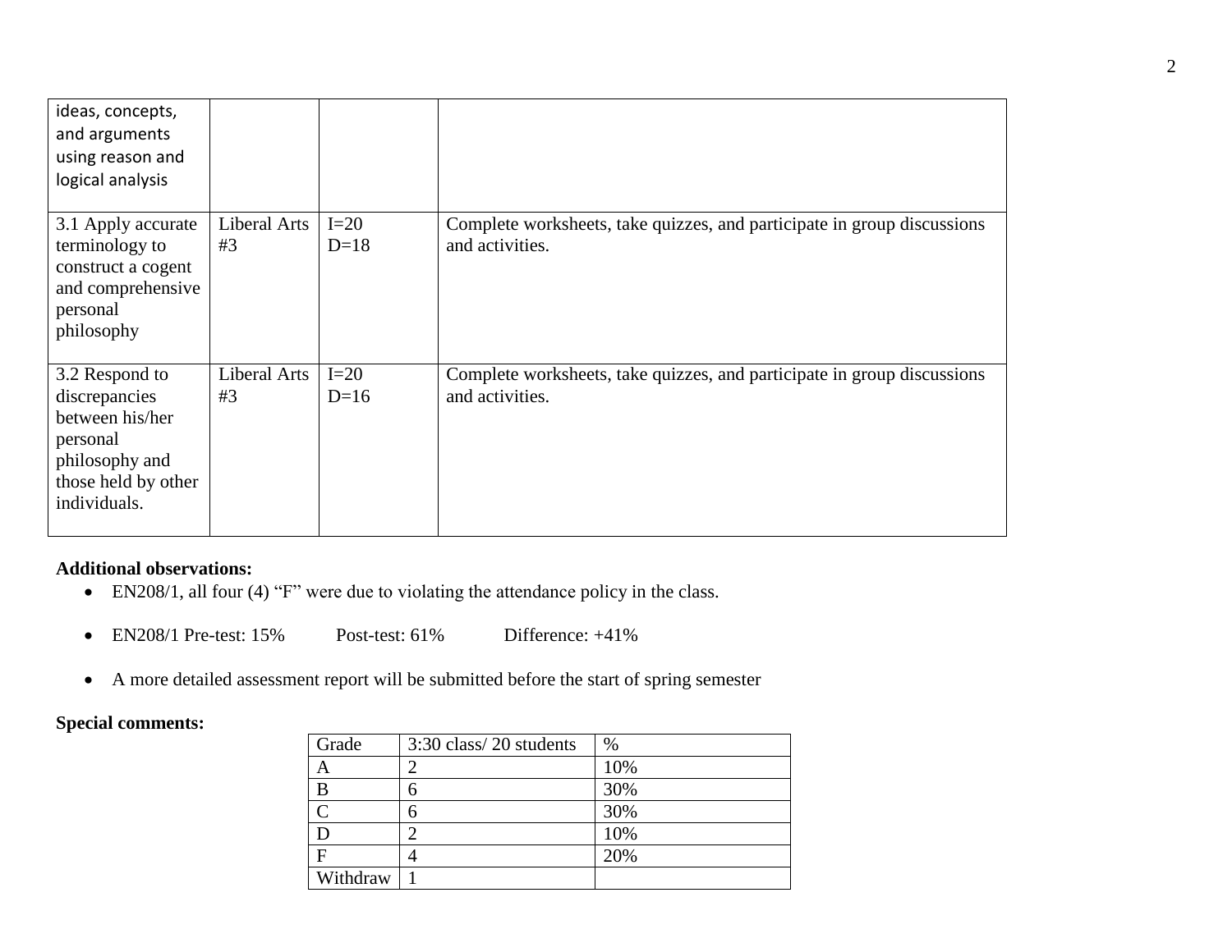| | | | |
|---|---|---|---|
| ideas, concepts, and arguments using reason and logical analysis | | | |
| 3.1 Apply accurate terminology to construct a cogent and comprehensive personal philosophy | Liberal Arts #3 | I=20<br>D=18 | Complete worksheets, take quizzes, and participate in group discussions and activities. |
| 3.2 Respond to discrepancies between his/her personal philosophy and those held by other individuals. | Liberal Arts #3 | I=20<br>D=16 | Complete worksheets, take quizzes, and participate in group discussions and activities. |

**Additional observations:**

- EN208/1, all four (4) "F" were due to violating the attendance policy in the class.
- EN208/1 Pre-test: 15% Post-test: 61% Difference: +41%
- A more detailed assessment report will be submitted before the start of spring semester

**Special comments:**

| Grade | 3:30 class/ 20 students | % |
|---|---|---|
| A | 2 | 10% |
| B | 6 | 30% |
| C | 6 | 30% |
| D | 2 | 10% |
| F | 4 | 20% |
| Withdraw | 1 | |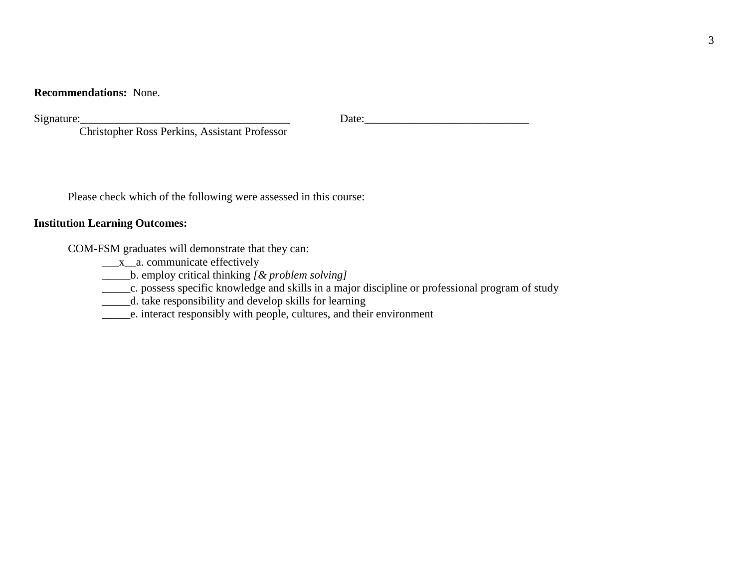**Recommendations:** None.

Signature:_____________________________________ Date:_____________________________
Christopher Ross Perkins, Assistant Professor

Please check which of the following were assessed in this course:

**Institution Learning Outcomes:**

COM-FSM graduates will demonstrate that they can:

___x__a. communicate effectively
_____b. employ critical thinking *[& problem solving]*
_____c. possess specific knowledge and skills in a major discipline or professional program of study
_____d. take responsibility and develop skills for learning
_____e. interact responsibly with people, cultures, and their environment